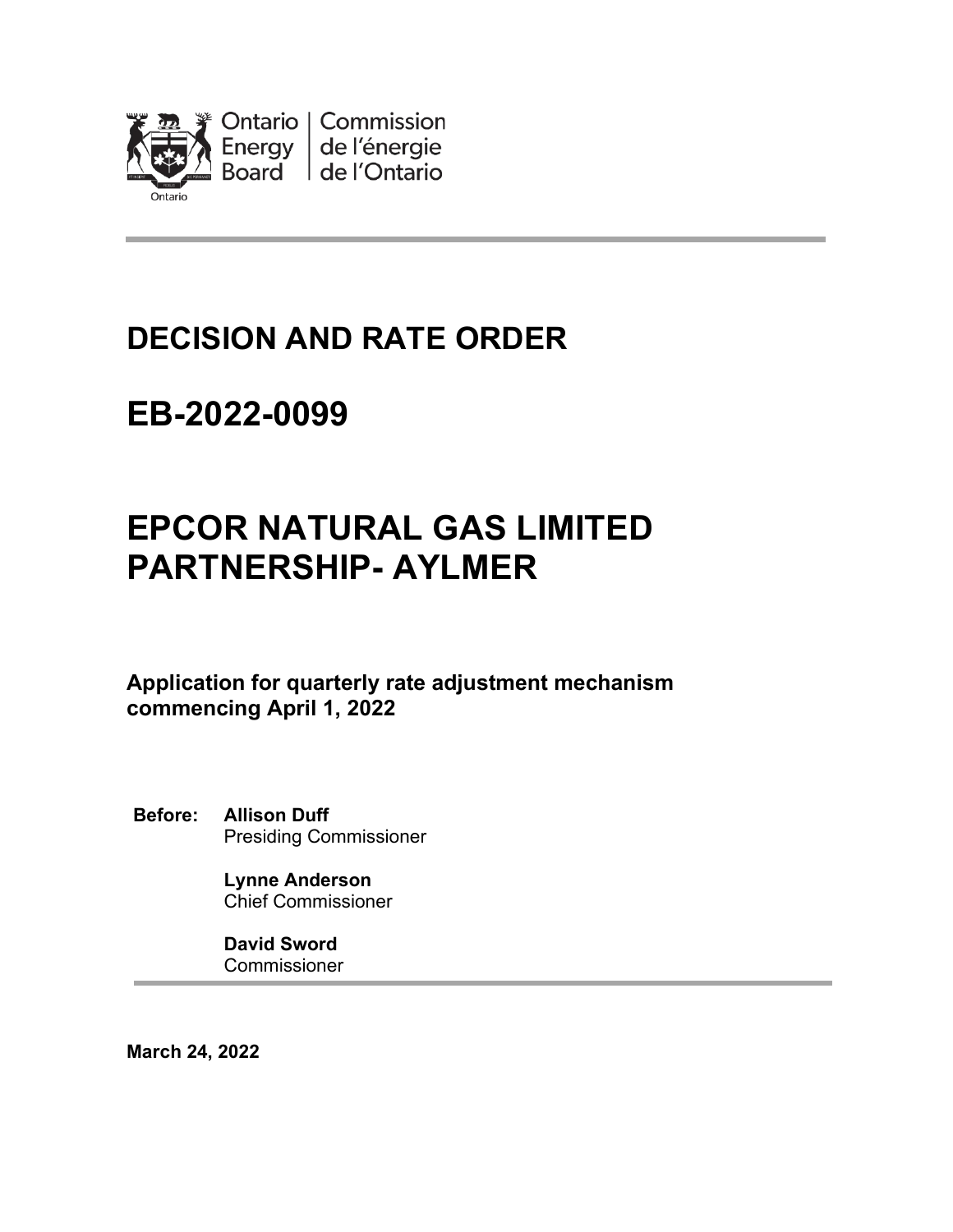Ontario Energy Board | Commission de l'énergie de l'Ontario

# DECISION AND RATE ORDER

# EB-2022-0099

# EPCOR NATURAL GAS LIMITED PARTNERSHIP- AYLMER

**Application for quarterly rate adjustment mechanism commencing April 1, 2022**

**Before:** **Allison Duff**
Presiding Commissioner

**Lynne Anderson**
Chief Commissioner

**David Sword**
Commissioner

**March 24, 2022**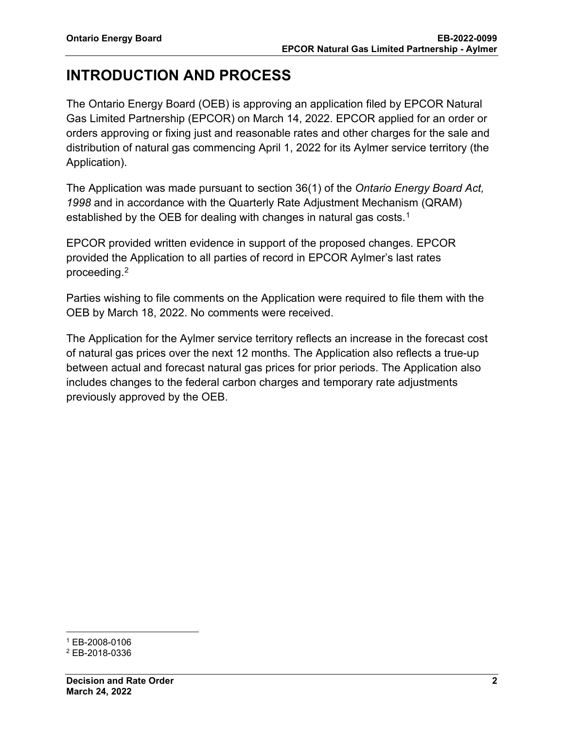# INTRODUCTION AND PROCESS

The Ontario Energy Board (OEB) is approving an application filed by EPCOR Natural Gas Limited Partnership (EPCOR) on March 14, 2022. EPCOR applied for an order or orders approving or fixing just and reasonable rates and other charges for the sale and distribution of natural gas commencing April 1, 2022 for its Aylmer service territory (the Application).

The Application was made pursuant to section 36(1) of the *Ontario Energy Board Act, 1998* and in accordance with the Quarterly Rate Adjustment Mechanism (QRAM) established by the OEB for dealing with changes in natural gas costs.[1]

EPCOR provided written evidence in support of the proposed changes. EPCOR provided the Application to all parties of record in EPCOR Aylmer's last rates proceeding.[2]

Parties wishing to file comments on the Application were required to file them with the OEB by March 18, 2022. No comments were received.

The Application for the Aylmer service territory reflects an increase in the forecast cost of natural gas prices over the next 12 months. The Application also reflects a true-up between actual and forecast natural gas prices for prior periods. The Application also includes changes to the federal carbon charges and temporary rate adjustments previously approved by the OEB.

[1] EB-2008-0106

[2] EB-2018-0336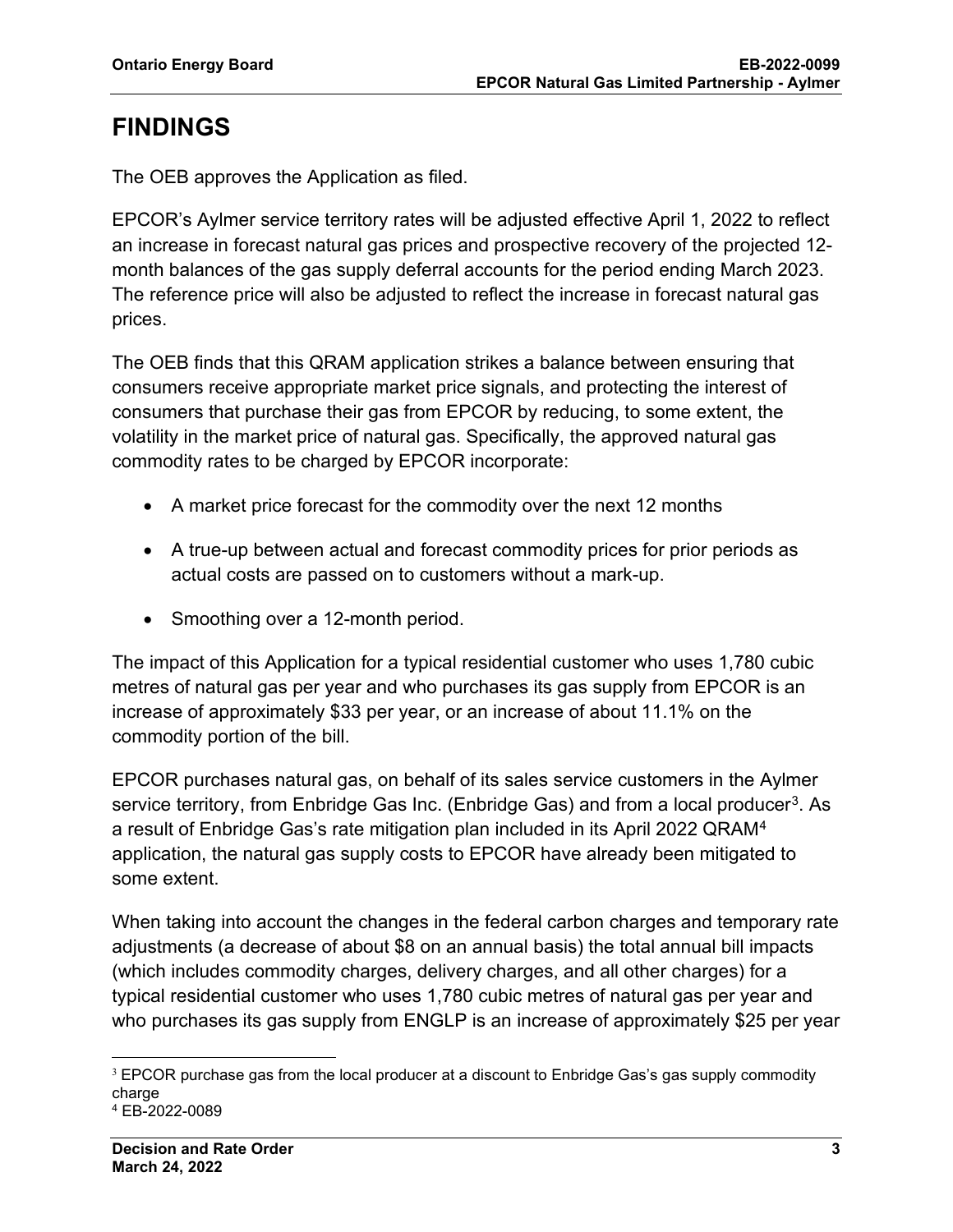# FINDINGS

The OEB approves the Application as filed.

EPCOR's Aylmer service territory rates will be adjusted effective April 1, 2022 to reflect an increase in forecast natural gas prices and prospective recovery of the projected 12-month balances of the gas supply deferral accounts for the period ending March 2023. The reference price will also be adjusted to reflect the increase in forecast natural gas prices.

The OEB finds that this QRAM application strikes a balance between ensuring that consumers receive appropriate market price signals, and protecting the interest of consumers that purchase their gas from EPCOR by reducing, to some extent, the volatility in the market price of natural gas. Specifically, the approved natural gas commodity rates to be charged by EPCOR incorporate:

- A market price forecast for the commodity over the next 12 months
- A true-up between actual and forecast commodity prices for prior periods as actual costs are passed on to customers without a mark-up.
- Smoothing over a 12-month period.

The impact of this Application for a typical residential customer who uses 1,780 cubic metres of natural gas per year and who purchases its gas supply from EPCOR is an increase of approximately $33 per year, or an increase of about 11.1% on the commodity portion of the bill.

EPCOR purchases natural gas, on behalf of its sales service customers in the Aylmer service territory, from Enbridge Gas Inc. (Enbridge Gas) and from a local producer[3]. As a result of Enbridge Gas's rate mitigation plan included in its April 2022 QRAM[4] application, the natural gas supply costs to EPCOR have already been mitigated to some extent.

When taking into account the changes in the federal carbon charges and temporary rate adjustments (a decrease of about $8 on an annual basis) the total annual bill impacts (which includes commodity charges, delivery charges, and all other charges) for a typical residential customer who uses 1,780 cubic metres of natural gas per year and who purchases its gas supply from ENGLP is an increase of approximately $25 per year

[3] EPCOR purchase gas from the local producer at a discount to Enbridge Gas's gas supply commodity charge

[4] EB-2022-0089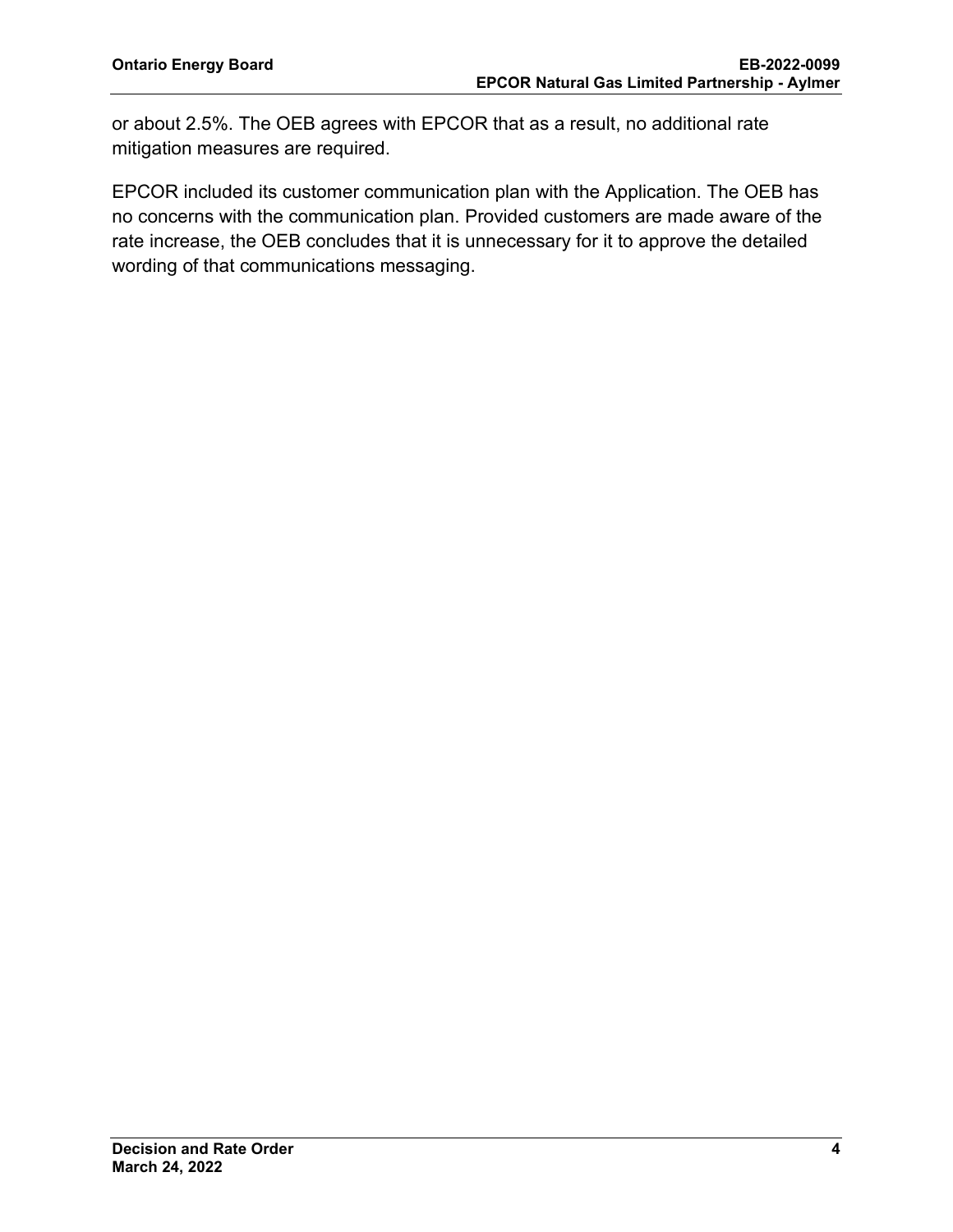or about 2.5%. The OEB agrees with EPCOR that as a result, no additional rate mitigation measures are required.

EPCOR included its customer communication plan with the Application. The OEB has no concerns with the communication plan. Provided customers are made aware of the rate increase, the OEB concludes that it is unnecessary for it to approve the detailed wording of that communications messaging.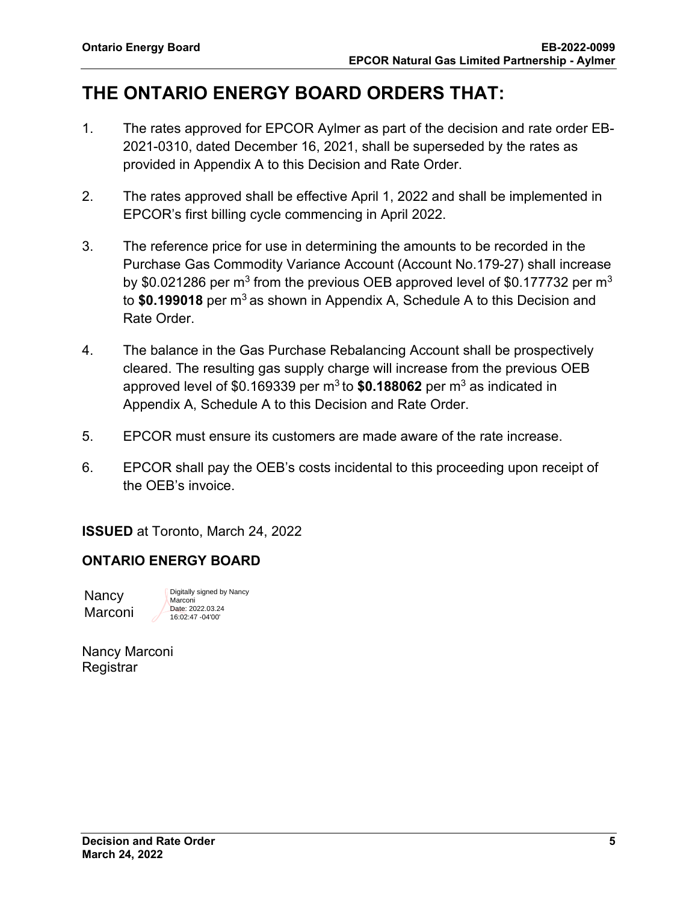# THE ONTARIO ENERGY BOARD ORDERS THAT:

1. The rates approved for EPCOR Aylmer as part of the decision and rate order EB-2021-0310, dated December 16, 2021, shall be superseded by the rates as provided in Appendix A to this Decision and Rate Order.

2. The rates approved shall be effective April 1, 2022 and shall be implemented in EPCOR's first billing cycle commencing in April 2022.

3. The reference price for use in determining the amounts to be recorded in the Purchase Gas Commodity Variance Account (Account No.179-27) shall increase by \$0.021286 per $m^3$ from the previous OEB approved level of \$0.177732 per $m^3$ to **\$0.199018** per $m^3$ as shown in Appendix A, Schedule A to this Decision and Rate Order.

4. The balance in the Gas Purchase Rebalancing Account shall be prospectively cleared. The resulting gas supply charge will increase from the previous OEB approved level of \$0.169339 per $m^3$ to **\$0.188062** per $m^3$ as indicated in Appendix A, Schedule A to this Decision and Rate Order.

5. EPCOR must ensure its customers are made aware of the rate increase.

6. EPCOR shall pay the OEB's costs incidental to this proceeding upon receipt of the OEB's invoice.

**ISSUED** at Toronto, March 24, 2022

**ONTARIO ENERGY BOARD**

Nancy Marconi

Digitally signed by Nancy Marconi
Date: 2022.03.24 16:02:47 -04'00'

Nancy Marconi
Registrar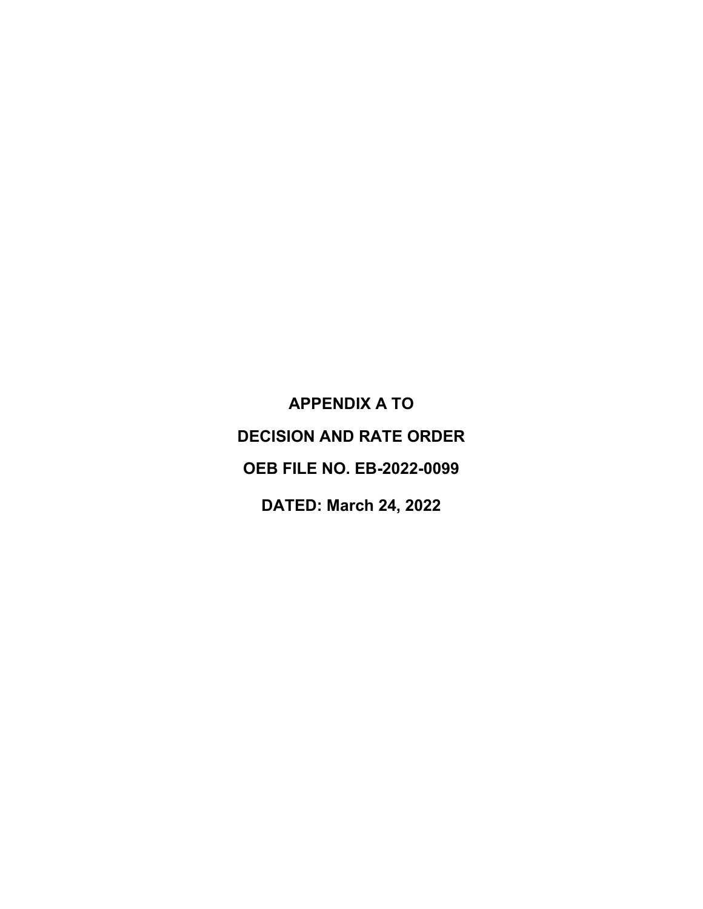**APPENDIX A TO**

**DECISION AND RATE ORDER**

**OEB FILE NO. EB-2022-0099**

**DATED: March 24, 2022**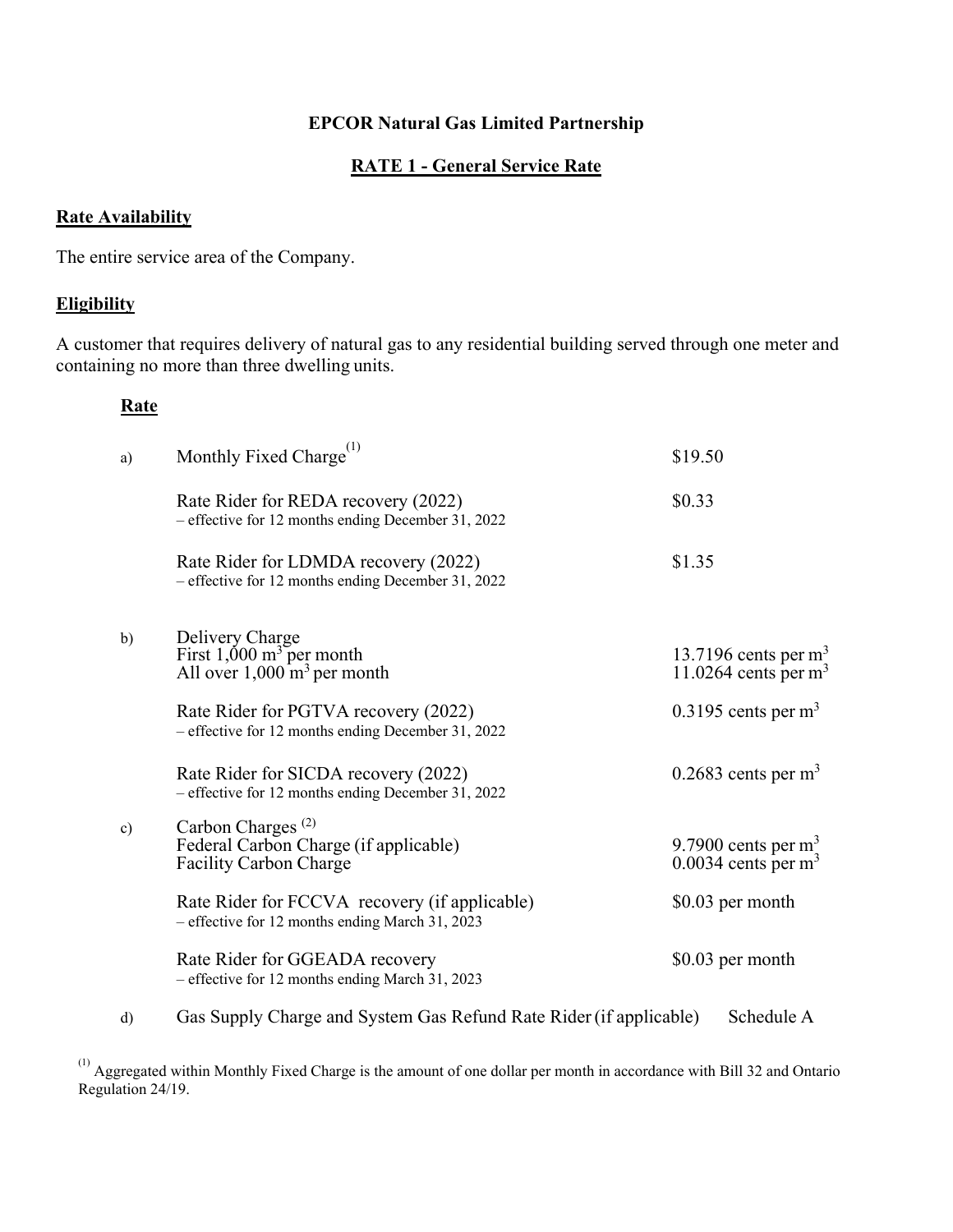**EPCOR Natural Gas Limited Partnership**

**RATE 1 - General Service Rate**

**Rate Availability**

The entire service area of the Company.

**Eligibility**

A customer that requires delivery of natural gas to any residential building served through one meter and containing no more than three dwelling units.

**Rate**

| | | |
|---|---|---|
| a) | Monthly Fixed Charge[(1)] | \$19.50 |
| | Rate Rider for REDA recovery (2022)<br>– effective for 12 months ending December 31, 2022 | \$0.33 |
| | Rate Rider for LDMDA recovery (2022)<br>– effective for 12 months ending December 31, 2022 | \$1.35 |
| b) | Delivery Charge<br>First 1,000 $m^3$ per month<br>All over 1,000 $m^3$ per month | <br>13.7196 cents per $m^3$<br>11.0264 cents per $m^3$ |
| | Rate Rider for PGTVA recovery (2022)<br>– effective for 12 months ending December 31, 2022 | 0.3195 cents per $m^3$ |
| | Rate Rider for SICDA recovery (2022)<br>– effective for 12 months ending December 31, 2022 | 0.2683 cents per $m^3$ |
| c) | Carbon Charges [(2)]<br>Federal Carbon Charge (if applicable)<br>Facility Carbon Charge | <br>9.7900 cents per $m^3$<br>0.0034 cents per $m^3$ |
| | Rate Rider for FCCVA recovery (if applicable)<br>– effective for 12 months ending March 31, 2023 | \$0.03 per month |
| | Rate Rider for GGEADA recovery<br>– effective for 12 months ending March 31, 2023 | \$0.03 per month |
| d) | Gas Supply Charge and System Gas Refund Rate Rider (if applicable) | Schedule A |

[(1)] Aggregated within Monthly Fixed Charge is the amount of one dollar per month in accordance with Bill 32 and Ontario Regulation 24/19.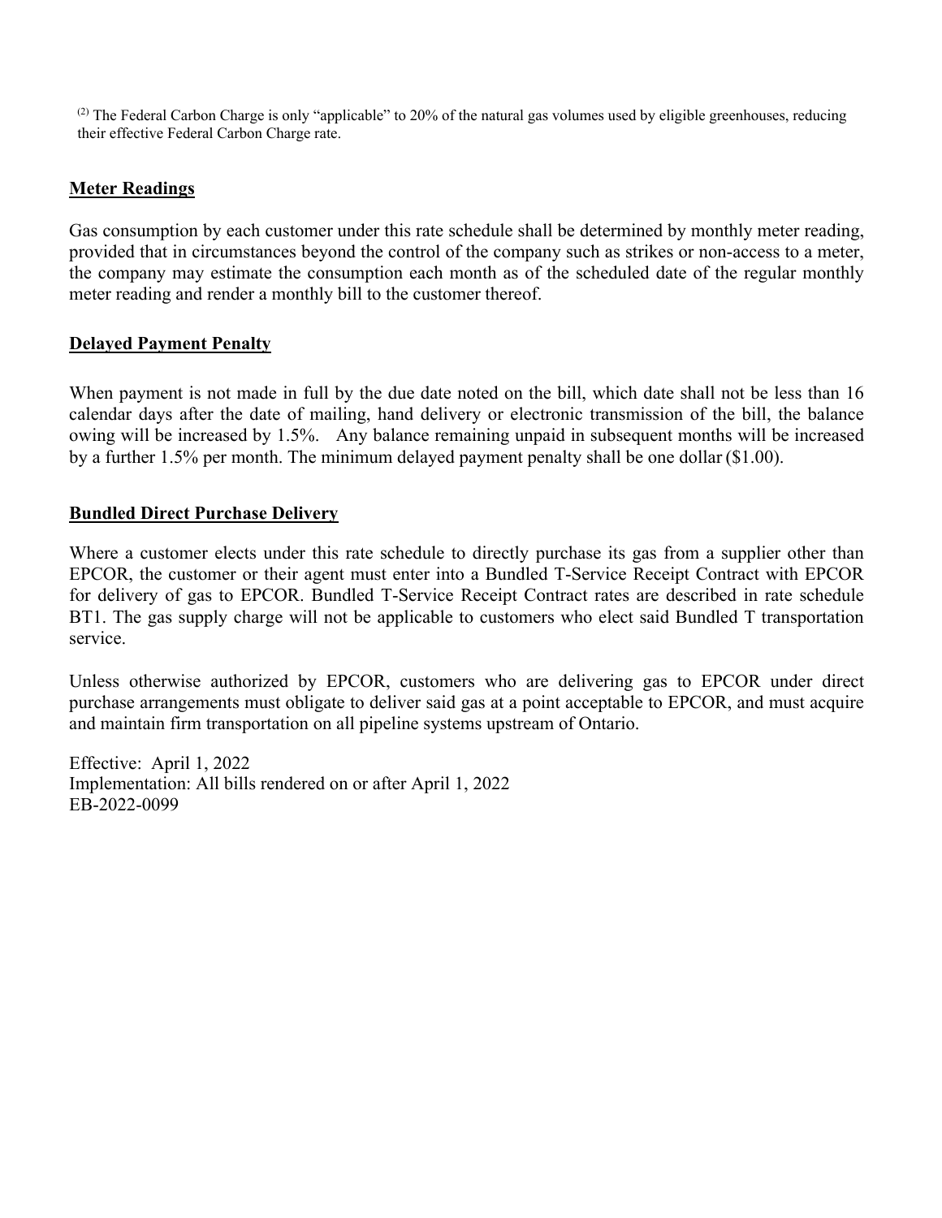[(2)] The Federal Carbon Charge is only “applicable” to 20% of the natural gas volumes used by eligible greenhouses, reducing their effective Federal Carbon Charge rate.

## Meter Readings

Gas consumption by each customer under this rate schedule shall be determined by monthly meter reading, provided that in circumstances beyond the control of the company such as strikes or non-access to a meter, the company may estimate the consumption each month as of the scheduled date of the regular monthly meter reading and render a monthly bill to the customer thereof.

## Delayed Payment Penalty

When payment is not made in full by the due date noted on the bill, which date shall not be less than 16 calendar days after the date of mailing, hand delivery or electronic transmission of the bill, the balance owing will be increased by 1.5%. Any balance remaining unpaid in subsequent months will be increased by a further 1.5% per month. The minimum delayed payment penalty shall be one dollar ($1.00).

## Bundled Direct Purchase Delivery

Where a customer elects under this rate schedule to directly purchase its gas from a supplier other than EPCOR, the customer or their agent must enter into a Bundled T-Service Receipt Contract with EPCOR for delivery of gas to EPCOR. Bundled T-Service Receipt Contract rates are described in rate schedule BT1. The gas supply charge will not be applicable to customers who elect said Bundled T transportation service.

Unless otherwise authorized by EPCOR, customers who are delivering gas to EPCOR under direct purchase arrangements must obligate to deliver said gas at a point acceptable to EPCOR, and must acquire and maintain firm transportation on all pipeline systems upstream of Ontario.

Effective: April 1, 2022
Implementation: All bills rendered on or after April 1, 2022
EB-2022-0099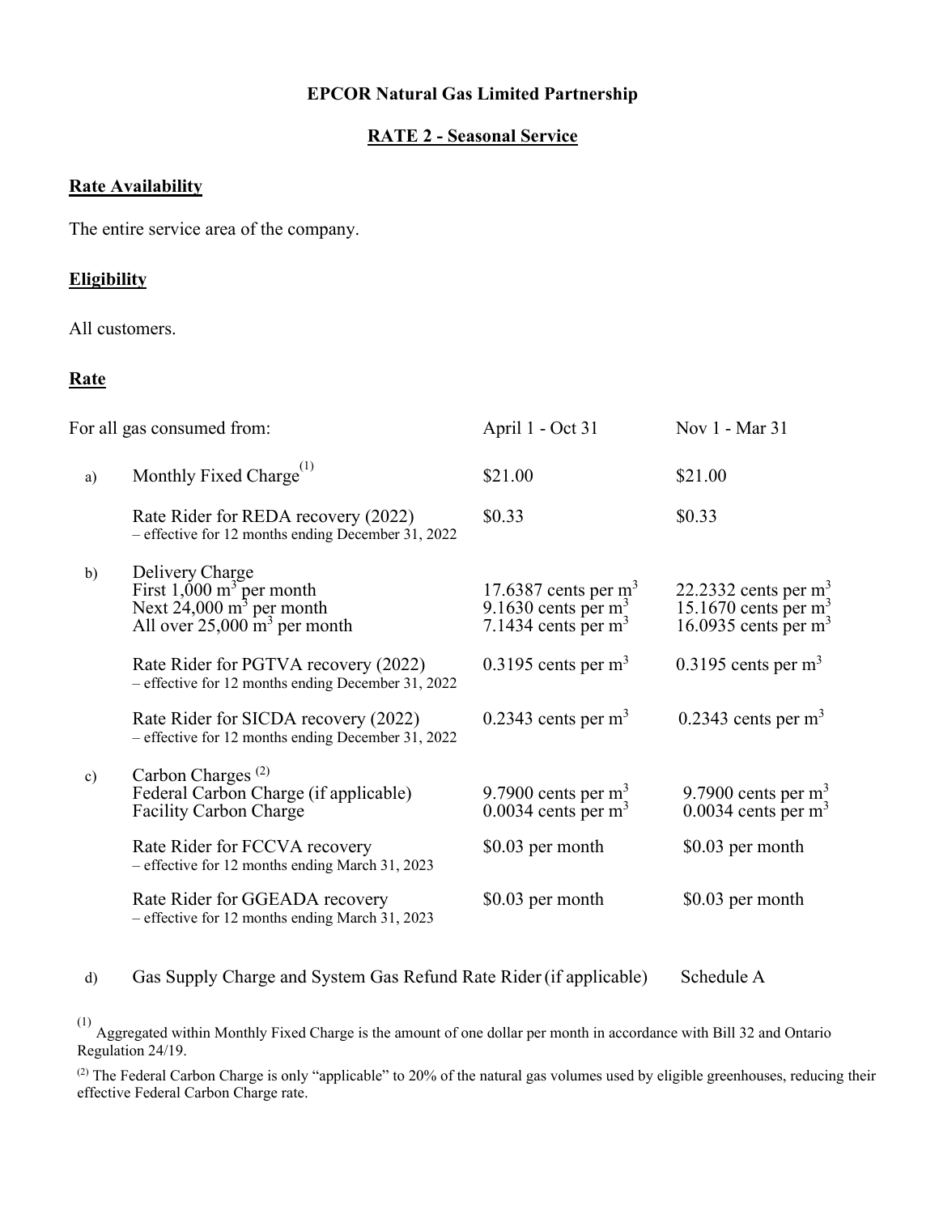**EPCOR Natural Gas Limited Partnership**

**RATE 2 - Seasonal Service**

**Rate Availability**

The entire service area of the company.

**Eligibility**

All customers.

**Rate**

| | For all gas consumed from: | April 1 - Oct 31 | Nov 1 - Mar 31 |
|---|---|---|---|
| a) | Monthly Fixed Charge[1] | \$21.00 | \$21.00 |
| | Rate Rider for REDA recovery (2022) – effective for 12 months ending December 31, 2022 | \$0.33 | \$0.33 |
| b) | Delivery Charge | | |
| | First 1,000 $m^3$ per month | 17.6387 cents per $m^3$ | 22.2332 cents per $m^3$ |
| | Next 24,000 $m^3$ per month | 9.1630 cents per $m^3$ | 15.1670 cents per $m^3$ |
| | All over 25,000 $m^3$ per month | 7.1434 cents per $m^3$ | 16.0935 cents per $m^3$ |
| | Rate Rider for PGTVA recovery (2022) – effective for 12 months ending December 31, 2022 | 0.3195 cents per $m^3$ | 0.3195 cents per $m^3$ |
| | Rate Rider for SICDA recovery (2022) – effective for 12 months ending December 31, 2022 | 0.2343 cents per $m^3$ | 0.2343 cents per $m^3$ |
| c) | Carbon Charges [2] | | |
| | Federal Carbon Charge (if applicable) | 9.7900 cents per $m^3$ | 9.7900 cents per $m^3$ |
| | Facility Carbon Charge | 0.0034 cents per $m^3$ | 0.0034 cents per $m^3$ |
| | Rate Rider for FCCVA recovery – effective for 12 months ending March 31, 2023 | \$0.03 per month | \$0.03 per month |
| | Rate Rider for GGEADA recovery – effective for 12 months ending March 31, 2023 | \$0.03 per month | \$0.03 per month |
| d) | Gas Supply Charge and System Gas Refund Rate Rider (if applicable) | | Schedule A |

[1] Aggregated within Monthly Fixed Charge is the amount of one dollar per month in accordance with Bill 32 and Ontario Regulation 24/19.

[2] The Federal Carbon Charge is only "applicable" to 20% of the natural gas volumes used by eligible greenhouses, reducing their effective Federal Carbon Charge rate.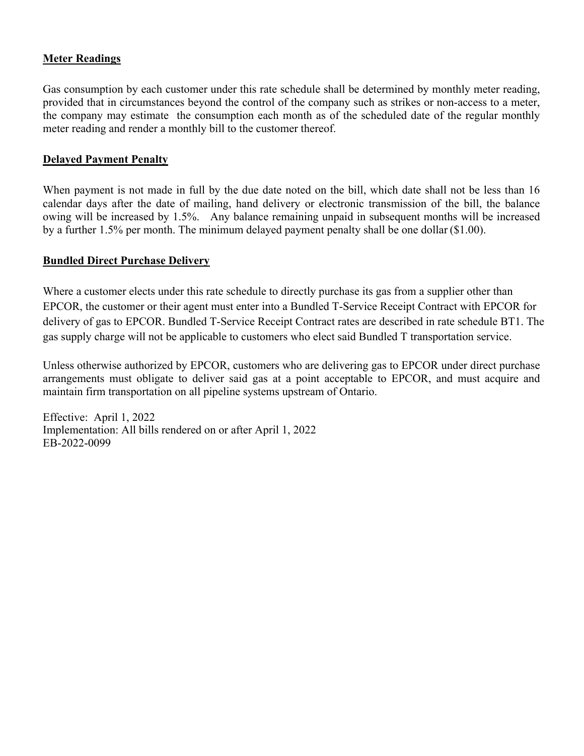## Meter Readings

Gas consumption by each customer under this rate schedule shall be determined by monthly meter reading, provided that in circumstances beyond the control of the company such as strikes or non-access to a meter, the company may estimate the consumption each month as of the scheduled date of the regular monthly meter reading and render a monthly bill to the customer thereof.

## Delayed Payment Penalty

When payment is not made in full by the due date noted on the bill, which date shall not be less than 16 calendar days after the date of mailing, hand delivery or electronic transmission of the bill, the balance owing will be increased by 1.5%. Any balance remaining unpaid in subsequent months will be increased by a further 1.5% per month. The minimum delayed payment penalty shall be one dollar ($1.00).

## Bundled Direct Purchase Delivery

Where a customer elects under this rate schedule to directly purchase its gas from a supplier other than EPCOR, the customer or their agent must enter into a Bundled T-Service Receipt Contract with EPCOR for delivery of gas to EPCOR. Bundled T-Service Receipt Contract rates are described in rate schedule BT1. The gas supply charge will not be applicable to customers who elect said Bundled T transportation service.

Unless otherwise authorized by EPCOR, customers who are delivering gas to EPCOR under direct purchase arrangements must obligate to deliver said gas at a point acceptable to EPCOR, and must acquire and maintain firm transportation on all pipeline systems upstream of Ontario.

Effective: April 1, 2022
Implementation: All bills rendered on or after April 1, 2022
EB-2022-0099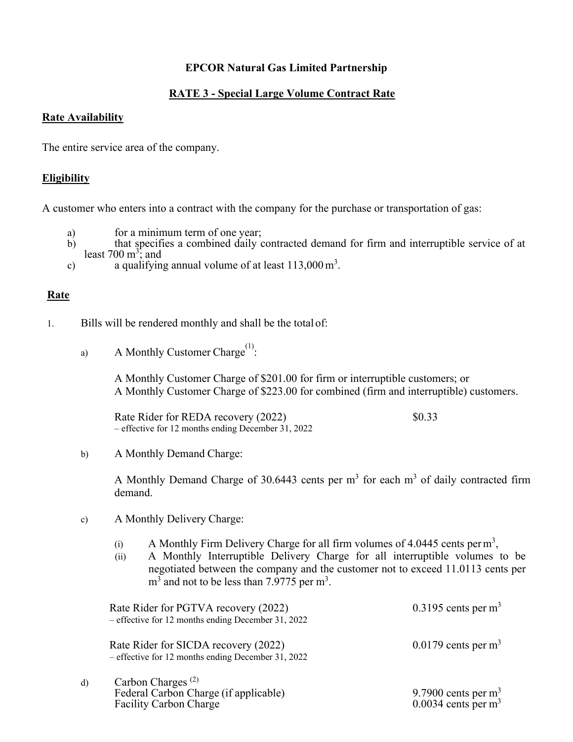**EPCOR Natural Gas Limited Partnership**

**RATE 3 - Special Large Volume Contract Rate**

**Rate Availability**

The entire service area of the company.

**Eligibility**

A customer who enters into a contract with the company for the purchase or transportation of gas:

a) for a minimum term of one year;
b) that specifies a combined daily contracted demand for firm and interruptible service of at least 700 $m^3$; and
c) a qualifying annual volume of at least 113,000 $m^3$.

**Rate**

1. Bills will be rendered monthly and shall be the total of:

   a) A Monthly Customer Charge[(1)]:

      A Monthly Customer Charge of $201.00 for firm or interruptible customers; or
      A Monthly Customer Charge of $223.00 for combined (firm and interruptible) customers.

      | | |
      |---|---|
      | Rate Rider for REDA recovery (2022) – effective for 12 months ending December 31, 2022 | $0.33 |

   b) A Monthly Demand Charge:

      A Monthly Demand Charge of 30.6443 cents per $m^3$ for each $m^3$ of daily contracted firm demand.

   c) A Monthly Delivery Charge:

      (i) A Monthly Firm Delivery Charge for all firm volumes of 4.0445 cents per $m^3$,
      (ii) A Monthly Interruptible Delivery Charge for all interruptible volumes to be negotiated between the company and the customer not to exceed 11.0113 cents per $m^3$ and not to be less than 7.9775 per $m^3$.

      | | |
      |---|---|
      | Rate Rider for PGTVA recovery (2022) – effective for 12 months ending December 31, 2022 | 0.3195 cents per $m^3$ |
      | Rate Rider for SICDA recovery (2022) – effective for 12 months ending December 31, 2022 | 0.0179 cents per $m^3$ |

   d) Carbon Charges [(2)]

      | | |
      |---|---|
      | Federal Carbon Charge (if applicable) | 9.7900 cents per $m^3$ |
      | Facility Carbon Charge | 0.0034 cents per $m^3$ |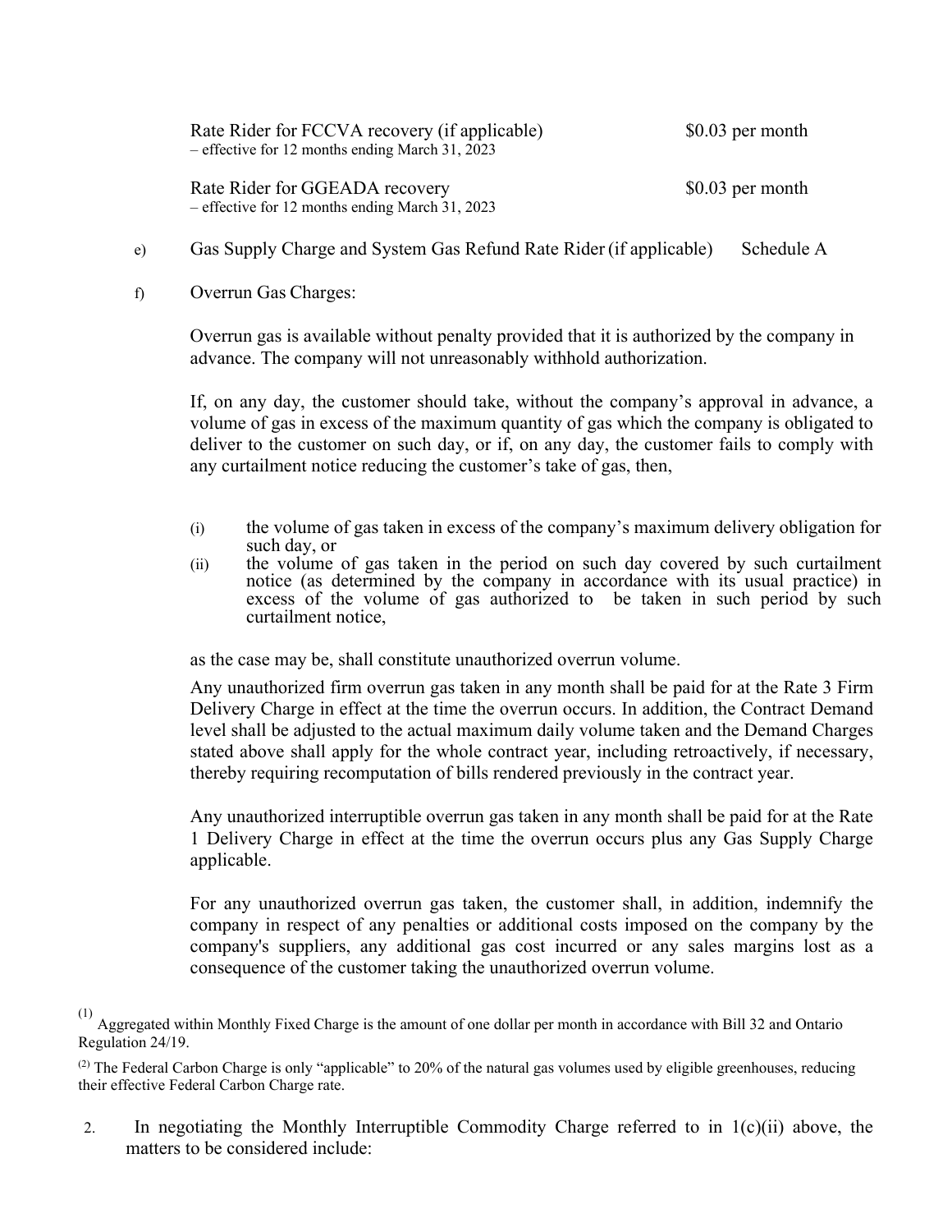| | |
|---|---|
| Rate Rider for FCCVA recovery (if applicable)<br>– effective for 12 months ending March 31, 2023 | $0.03 per month |
| Rate Rider for GGEADA recovery<br>– effective for 12 months ending March 31, 2023 | $0.03 per month |

e) Gas Supply Charge and System Gas Refund Rate Rider (if applicable) Schedule A

f) Overrun Gas Charges:

Overrun gas is available without penalty provided that it is authorized by the company in advance. The company will not unreasonably withhold authorization.

If, on any day, the customer should take, without the company's approval in advance, a volume of gas in excess of the maximum quantity of gas which the company is obligated to deliver to the customer on such day, or if, on any day, the customer fails to comply with any curtailment notice reducing the customer's take of gas, then,

(i) the volume of gas taken in excess of the company's maximum delivery obligation for such day, or

(ii) the volume of gas taken in the period on such day covered by such curtailment notice (as determined by the company in accordance with its usual practice) in excess of the volume of gas authorized to be taken in such period by such curtailment notice,

as the case may be, shall constitute unauthorized overrun volume.

Any unauthorized firm overrun gas taken in any month shall be paid for at the Rate 3 Firm Delivery Charge in effect at the time the overrun occurs. In addition, the Contract Demand level shall be adjusted to the actual maximum daily volume taken and the Demand Charges stated above shall apply for the whole contract year, including retroactively, if necessary, thereby requiring recomputation of bills rendered previously in the contract year.

Any unauthorized interruptible overrun gas taken in any month shall be paid for at the Rate 1 Delivery Charge in effect at the time the overrun occurs plus any Gas Supply Charge applicable.

For any unauthorized overrun gas taken, the customer shall, in addition, indemnify the company in respect of any penalties or additional costs imposed on the company by the company's suppliers, any additional gas cost incurred or any sales margins lost as a consequence of the customer taking the unauthorized overrun volume.

(1) Aggregated within Monthly Fixed Charge is the amount of one dollar per month in accordance with Bill 32 and Ontario Regulation 24/19.

(2) The Federal Carbon Charge is only "applicable" to 20% of the natural gas volumes used by eligible greenhouses, reducing their effective Federal Carbon Charge rate.

2. In negotiating the Monthly Interruptible Commodity Charge referred to in 1(c)(ii) above, the matters to be considered include: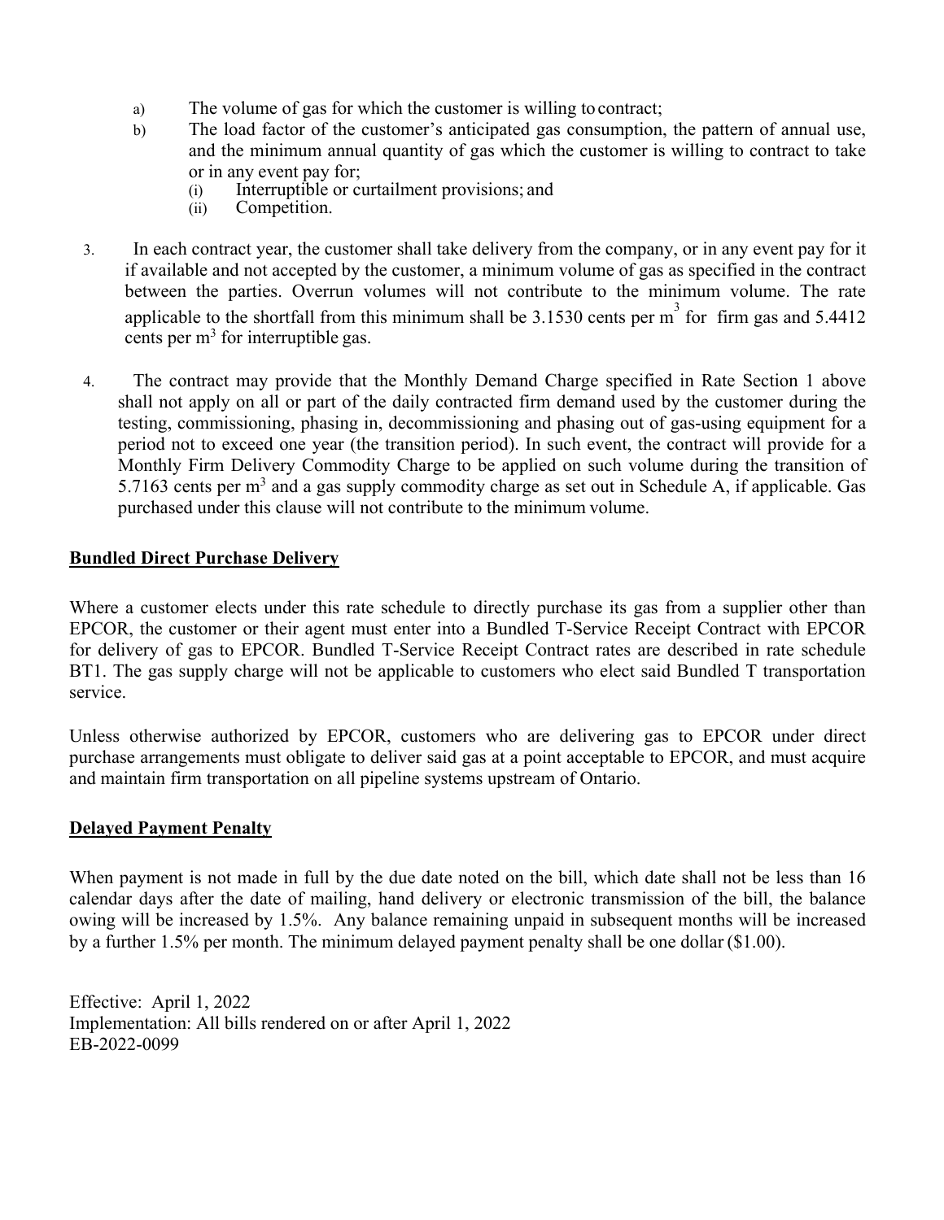a) The volume of gas for which the customer is willing to contract;
b) The load factor of the customer's anticipated gas consumption, the pattern of annual use, and the minimum annual quantity of gas which the customer is willing to contract to take or in any event pay for;
   (i) Interruptible or curtailment provisions; and
   (ii) Competition.

3. In each contract year, the customer shall take delivery from the company, or in any event pay for it if available and not accepted by the customer, a minimum volume of gas as specified in the contract between the parties. Overrun volumes will not contribute to the minimum volume. The rate applicable to the shortfall from this minimum shall be 3.1530 cents per $m^3$ for firm gas and 5.4412 cents per $m^3$ for interruptible gas.

4. The contract may provide that the Monthly Demand Charge specified in Rate Section 1 above shall not apply on all or part of the daily contracted firm demand used by the customer during the testing, commissioning, phasing in, decommissioning and phasing out of gas-using equipment for a period not to exceed one year (the transition period). In such event, the contract will provide for a Monthly Firm Delivery Commodity Charge to be applied on such volume during the transition of 5.7163 cents per $m^3$ and a gas supply commodity charge as set out in Schedule A, if applicable. Gas purchased under this clause will not contribute to the minimum volume.

## Bundled Direct Purchase Delivery

Where a customer elects under this rate schedule to directly purchase its gas from a supplier other than EPCOR, the customer or their agent must enter into a Bundled T-Service Receipt Contract with EPCOR for delivery of gas to EPCOR. Bundled T-Service Receipt Contract rates are described in rate schedule BT1. The gas supply charge will not be applicable to customers who elect said Bundled T transportation service.

Unless otherwise authorized by EPCOR, customers who are delivering gas to EPCOR under direct purchase arrangements must obligate to deliver said gas at a point acceptable to EPCOR, and must acquire and maintain firm transportation on all pipeline systems upstream of Ontario.

## Delayed Payment Penalty

When payment is not made in full by the due date noted on the bill, which date shall not be less than 16 calendar days after the date of mailing, hand delivery or electronic transmission of the bill, the balance owing will be increased by 1.5%. Any balance remaining unpaid in subsequent months will be increased by a further 1.5% per month. The minimum delayed payment penalty shall be one dollar ($1.00).

Effective: April 1, 2022
Implementation: All bills rendered on or after April 1, 2022
EB-2022-0099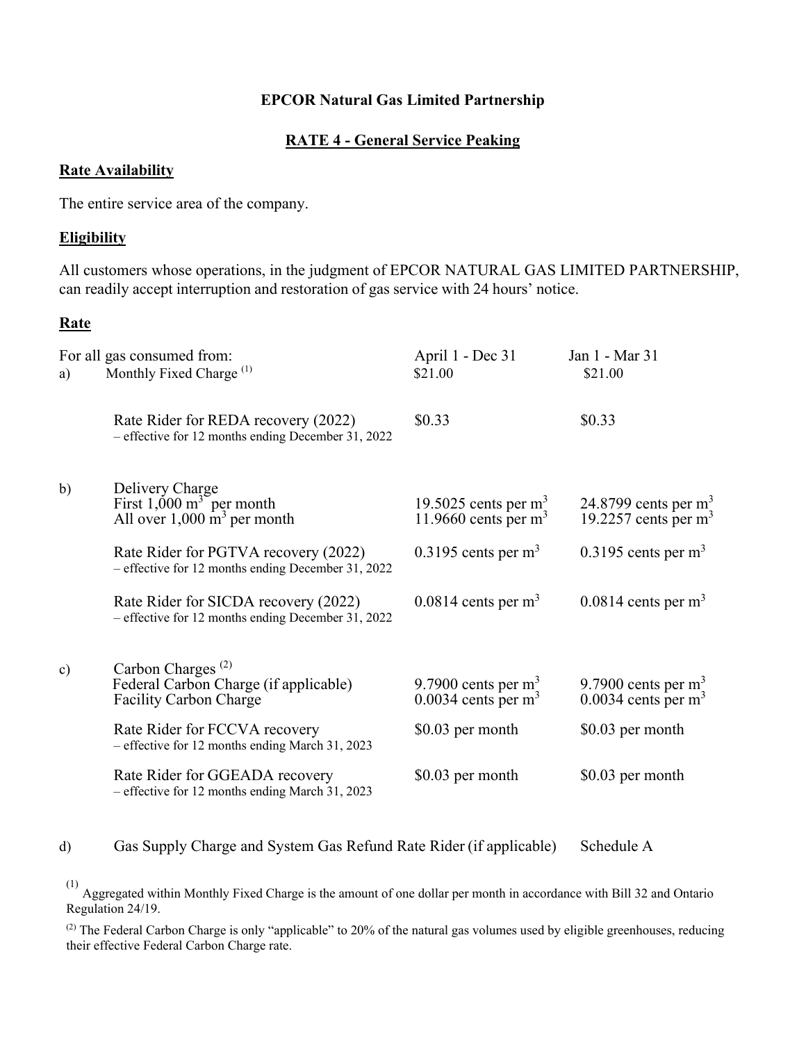**EPCOR Natural Gas Limited Partnership**

**RATE 4 - General Service Peaking**

**Rate Availability**

The entire service area of the company.

**Eligibility**

All customers whose operations, in the judgment of EPCOR NATURAL GAS LIMITED PARTNERSHIP, can readily accept interruption and restoration of gas service with 24 hours' notice.

**Rate**

| | For all gas consumed from: | April 1 - Dec 31 | Jan 1 - Mar 31 |
|---|---|---|---|
| a) | Monthly Fixed Charge [(1)] | \$21.00 | \$21.00 |
| | Rate Rider for REDA recovery (2022) – effective for 12 months ending December 31, 2022 | \$0.33 | \$0.33 |
| b) | Delivery Charge | | |
| | First 1,000 $m^3$ per month | 19.5025 cents per $m^3$ | 24.8799 cents per $m^3$ |
| | All over 1,000 $m^3$ per month | 11.9660 cents per $m^3$ | 19.2257 cents per $m^3$ |
| | Rate Rider for PGTVA recovery (2022) – effective for 12 months ending December 31, 2022 | 0.3195 cents per $m^3$ | 0.3195 cents per $m^3$ |
| | Rate Rider for SICDA recovery (2022) – effective for 12 months ending December 31, 2022 | 0.0814 cents per $m^3$ | 0.0814 cents per $m^3$ |
| c) | Carbon Charges [(2)] | | |
| | Federal Carbon Charge (if applicable) | 9.7900 cents per $m^3$ | 9.7900 cents per $m^3$ |
| | Facility Carbon Charge | 0.0034 cents per $m^3$ | 0.0034 cents per $m^3$ |
| | Rate Rider for FCCVA recovery – effective for 12 months ending March 31, 2023 | \$0.03 per month | \$0.03 per month |
| | Rate Rider for GGEADA recovery – effective for 12 months ending March 31, 2023 | \$0.03 per month | \$0.03 per month |
| d) | Gas Supply Charge and System Gas Refund Rate Rider (if applicable) | | Schedule A |

[(1)] Aggregated within Monthly Fixed Charge is the amount of one dollar per month in accordance with Bill 32 and Ontario Regulation 24/19.

[(2)] The Federal Carbon Charge is only "applicable" to 20% of the natural gas volumes used by eligible greenhouses, reducing their effective Federal Carbon Charge rate.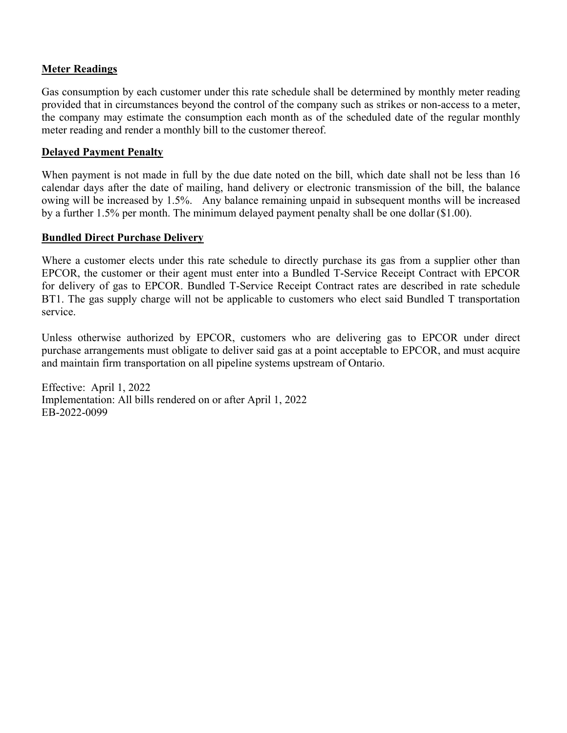## Meter Readings

Gas consumption by each customer under this rate schedule shall be determined by monthly meter reading provided that in circumstances beyond the control of the company such as strikes or non-access to a meter, the company may estimate the consumption each month as of the scheduled date of the regular monthly meter reading and render a monthly bill to the customer thereof.

## Delayed Payment Penalty

When payment is not made in full by the due date noted on the bill, which date shall not be less than 16 calendar days after the date of mailing, hand delivery or electronic transmission of the bill, the balance owing will be increased by 1.5%. Any balance remaining unpaid in subsequent months will be increased by a further 1.5% per month. The minimum delayed payment penalty shall be one dollar ($1.00).

## Bundled Direct Purchase Delivery

Where a customer elects under this rate schedule to directly purchase its gas from a supplier other than EPCOR, the customer or their agent must enter into a Bundled T-Service Receipt Contract with EPCOR for delivery of gas to EPCOR. Bundled T-Service Receipt Contract rates are described in rate schedule BT1. The gas supply charge will not be applicable to customers who elect said Bundled T transportation service.

Unless otherwise authorized by EPCOR, customers who are delivering gas to EPCOR under direct purchase arrangements must obligate to deliver said gas at a point acceptable to EPCOR, and must acquire and maintain firm transportation on all pipeline systems upstream of Ontario.

Effective: April 1, 2022
Implementation: All bills rendered on or after April 1, 2022
EB-2022-0099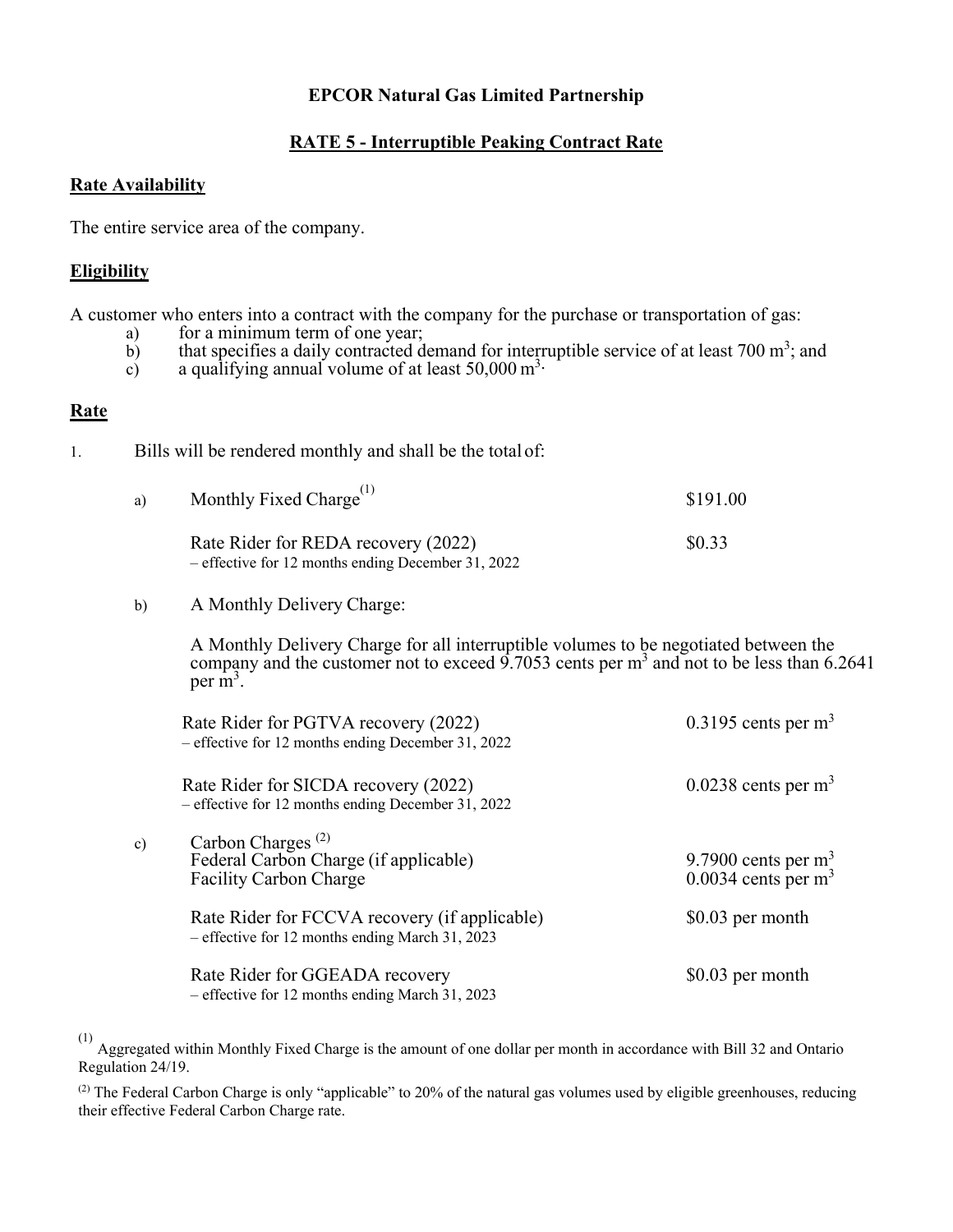**EPCOR Natural Gas Limited Partnership**

## RATE 5 - Interruptible Peaking Contract Rate

### Rate Availability

The entire service area of the company.

### Eligibility

A customer who enters into a contract with the company for the purchase or transportation of gas:

a) for a minimum term of one year;
b) that specifies a daily contracted demand for interruptible service of at least 700 $m^3$; and
c) a qualifying annual volume of at least 50,000 $m^3$.

### Rate

1. Bills will be rendered monthly and shall be the total of:

a) Monthly Fixed Charge[(1)] — $191.00

Rate Rider for REDA recovery (2022) — $0.33
– effective for 12 months ending December 31, 2022

b) A Monthly Delivery Charge:

A Monthly Delivery Charge for all interruptible volumes to be negotiated between the company and the customer not to exceed 9.7053 cents per $m^3$ and not to be less than 6.2641 per $m^3$.

Rate Rider for PGTVA recovery (2022) — 0.3195 cents per $m^3$
– effective for 12 months ending December 31, 2022

Rate Rider for SICDA recovery (2022) — 0.0238 cents per $m^3$
– effective for 12 months ending December 31, 2022

c) Carbon Charges [(2)]

Federal Carbon Charge (if applicable) — 9.7900 cents per $m^3$
Facility Carbon Charge — 0.0034 cents per $m^3$

Rate Rider for FCCVA recovery (if applicable) — $0.03 per month
– effective for 12 months ending March 31, 2023

Rate Rider for GGEADA recovery — $0.03 per month
– effective for 12 months ending March 31, 2023

[(1)] Aggregated within Monthly Fixed Charge is the amount of one dollar per month in accordance with Bill 32 and Ontario Regulation 24/19.

[(2)] The Federal Carbon Charge is only "applicable" to 20% of the natural gas volumes used by eligible greenhouses, reducing their effective Federal Carbon Charge rate.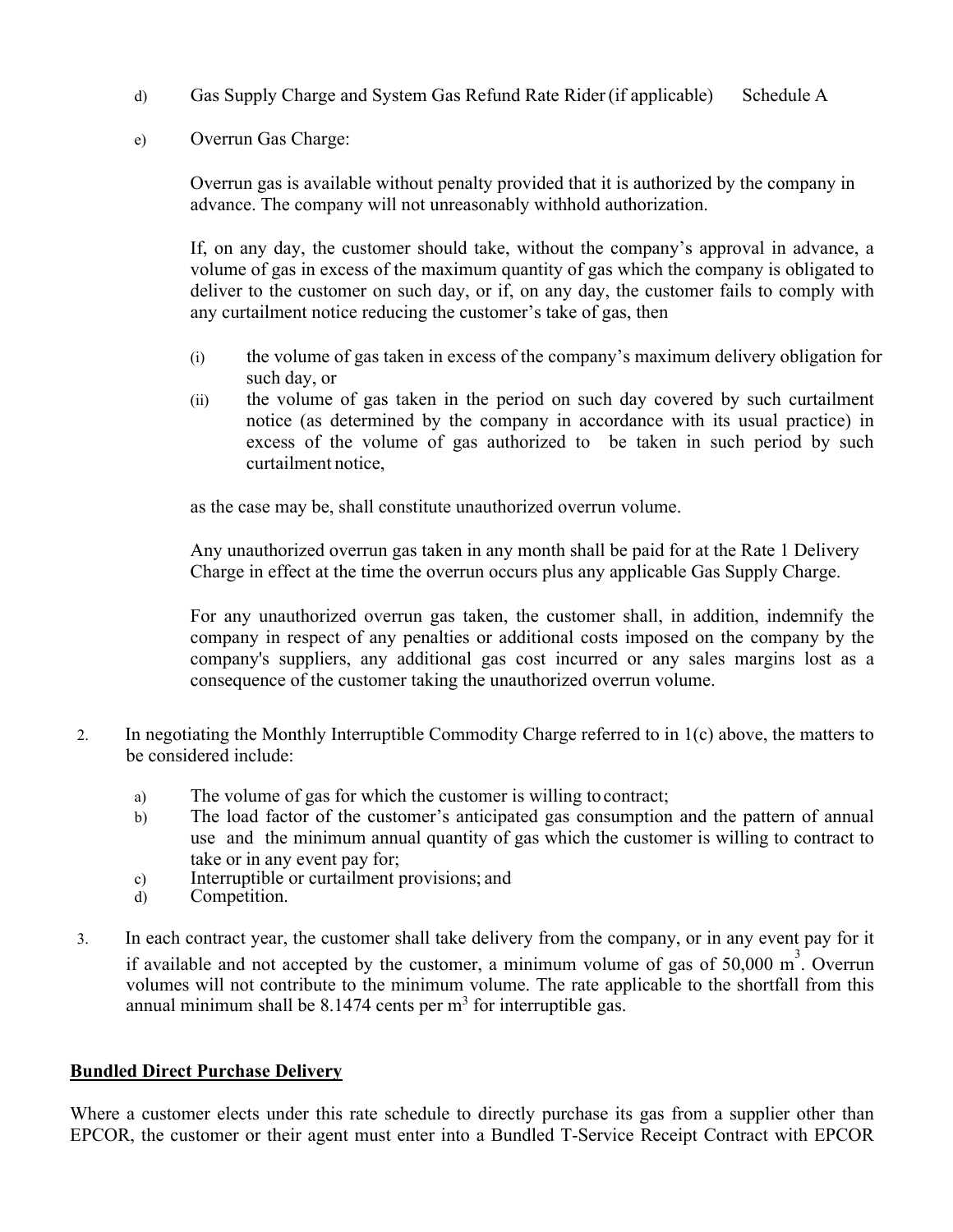d) Gas Supply Charge and System Gas Refund Rate Rider (if applicable) Schedule A

e) Overrun Gas Charge:

Overrun gas is available without penalty provided that it is authorized by the company in advance. The company will not unreasonably withhold authorization.

If, on any day, the customer should take, without the company's approval in advance, a volume of gas in excess of the maximum quantity of gas which the company is obligated to deliver to the customer on such day, or if, on any day, the customer fails to comply with any curtailment notice reducing the customer's take of gas, then

(i) the volume of gas taken in excess of the company's maximum delivery obligation for such day, or
(ii) the volume of gas taken in the period on such day covered by such curtailment notice (as determined by the company in accordance with its usual practice) in excess of the volume of gas authorized to be taken in such period by such curtailment notice,

as the case may be, shall constitute unauthorized overrun volume.

Any unauthorized overrun gas taken in any month shall be paid for at the Rate 1 Delivery Charge in effect at the time the overrun occurs plus any applicable Gas Supply Charge.

For any unauthorized overrun gas taken, the customer shall, in addition, indemnify the company in respect of any penalties or additional costs imposed on the company by the company's suppliers, any additional gas cost incurred or any sales margins lost as a consequence of the customer taking the unauthorized overrun volume.

2. In negotiating the Monthly Interruptible Commodity Charge referred to in 1(c) above, the matters to be considered include:

   a) The volume of gas for which the customer is willing to contract;
   b) The load factor of the customer's anticipated gas consumption and the pattern of annual use and the minimum annual quantity of gas which the customer is willing to contract to take or in any event pay for;
   c) Interruptible or curtailment provisions; and
   d) Competition.

3. In each contract year, the customer shall take delivery from the company, or in any event pay for it if available and not accepted by the customer, a minimum volume of gas of 50,000 $m^3$. Overrun volumes will not contribute to the minimum volume. The rate applicable to the shortfall from this annual minimum shall be 8.1474 cents per $m^3$ for interruptible gas.

**Bundled Direct Purchase Delivery**

Where a customer elects under this rate schedule to directly purchase its gas from a supplier other than EPCOR, the customer or their agent must enter into a Bundled T-Service Receipt Contract with EPCOR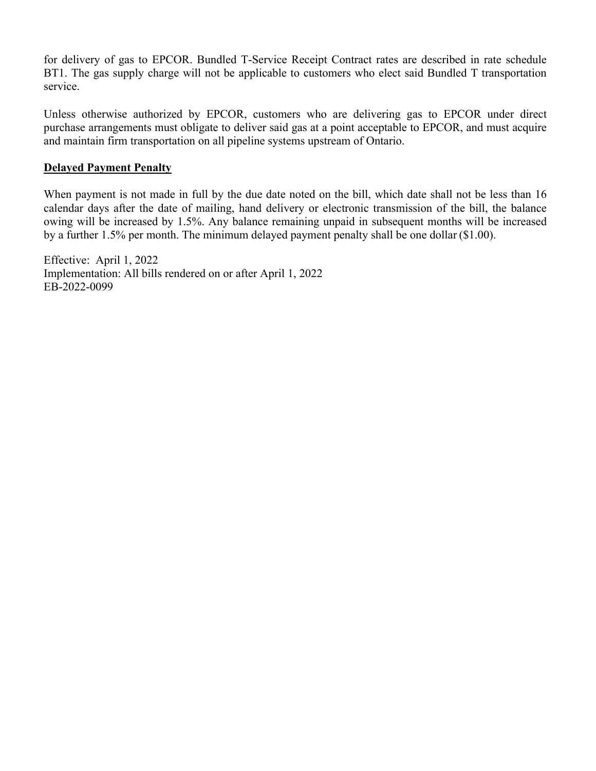for delivery of gas to EPCOR. Bundled T-Service Receipt Contract rates are described in rate schedule BT1. The gas supply charge will not be applicable to customers who elect said Bundled T transportation service.

Unless otherwise authorized by EPCOR, customers who are delivering gas to EPCOR under direct purchase arrangements must obligate to deliver said gas at a point acceptable to EPCOR, and must acquire and maintain firm transportation on all pipeline systems upstream of Ontario.

**Delayed Payment Penalty**

When payment is not made in full by the due date noted on the bill, which date shall not be less than 16 calendar days after the date of mailing, hand delivery or electronic transmission of the bill, the balance owing will be increased by 1.5%. Any balance remaining unpaid in subsequent months will be increased by a further 1.5% per month. The minimum delayed payment penalty shall be one dollar ($1.00).

Effective: April 1, 2022
Implementation: All bills rendered on or after April 1, 2022
EB-2022-0099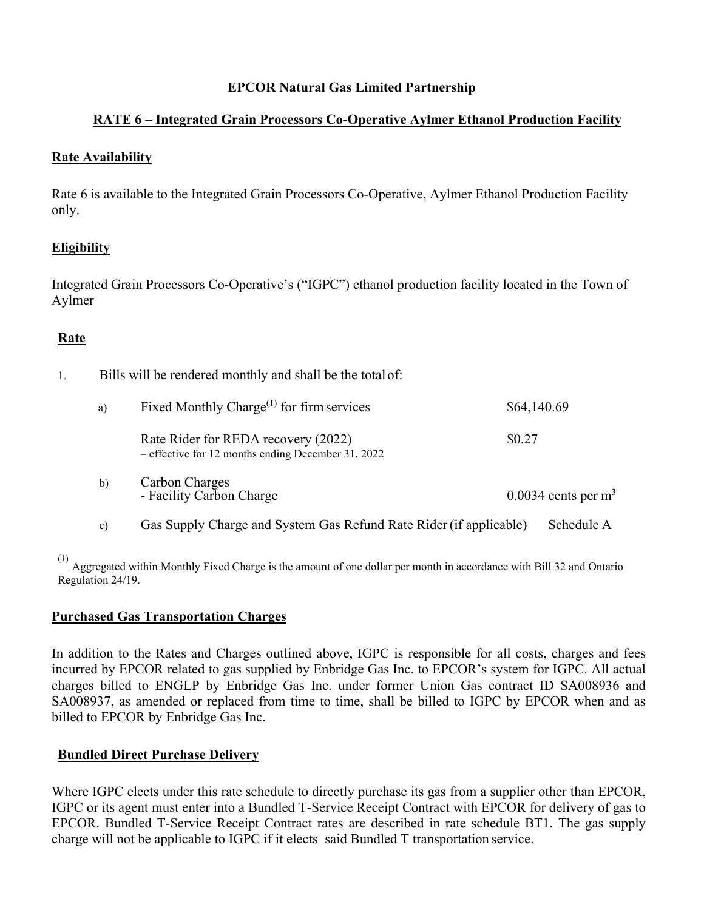**EPCOR Natural Gas Limited Partnership**

## RATE 6 – Integrated Grain Processors Co-Operative Aylmer Ethanol Production Facility

### Rate Availability

Rate 6 is available to the Integrated Grain Processors Co-Operative, Aylmer Ethanol Production Facility only.

### Eligibility

Integrated Grain Processors Co-Operative's ("IGPC") ethanol production facility located in the Town of Aylmer

### Rate

1. Bills will be rendered monthly and shall be the total of:

| | | |
|---|---|---|
| a) | Fixed Monthly Charge[(1)] for firm services | \$64,140.69 |
| | Rate Rider for REDA recovery (2022) – effective for 12 months ending December 31, 2022 | \$0.27 |
| b) | Carbon Charges - Facility Carbon Charge | 0.0034 cents per $m^3$ |
| c) | Gas Supply Charge and System Gas Refund Rate Rider (if applicable) | Schedule A |

[(1)] Aggregated within Monthly Fixed Charge is the amount of one dollar per month in accordance with Bill 32 and Ontario Regulation 24/19.

### Purchased Gas Transportation Charges

In addition to the Rates and Charges outlined above, IGPC is responsible for all costs, charges and fees incurred by EPCOR related to gas supplied by Enbridge Gas Inc. to EPCOR's system for IGPC. All actual charges billed to ENGLP by Enbridge Gas Inc. under former Union Gas contract ID SA008936 and SA008937, as amended or replaced from time to time, shall be billed to IGPC by EPCOR when and as billed to EPCOR by Enbridge Gas Inc.

### Bundled Direct Purchase Delivery

Where IGPC elects under this rate schedule to directly purchase its gas from a supplier other than EPCOR, IGPC or its agent must enter into a Bundled T-Service Receipt Contract with EPCOR for delivery of gas to EPCOR. Bundled T-Service Receipt Contract rates are described in rate schedule BT1. The gas supply charge will not be applicable to IGPC if it elects said Bundled T transportation service.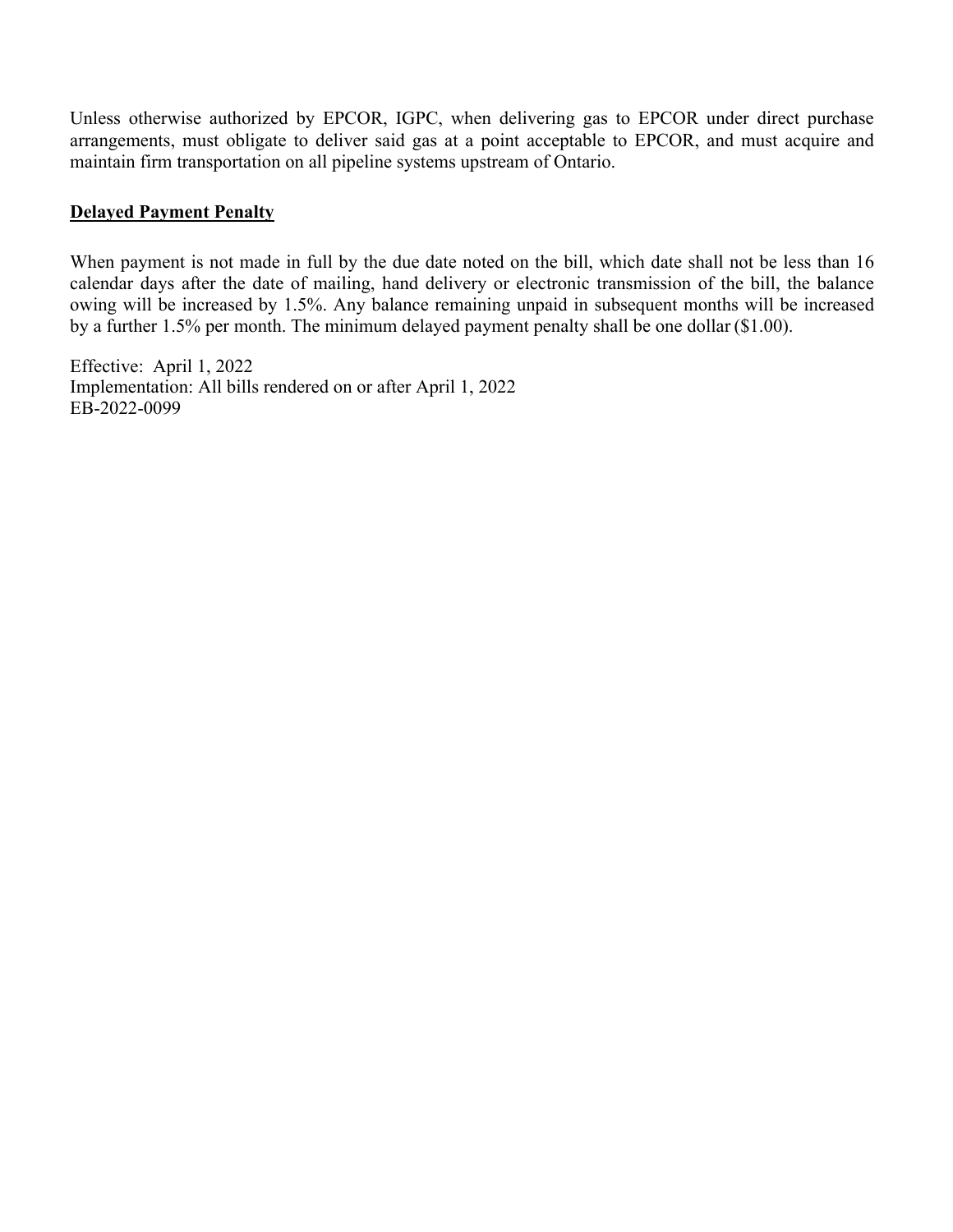Unless otherwise authorized by EPCOR, IGPC, when delivering gas to EPCOR under direct purchase arrangements, must obligate to deliver said gas at a point acceptable to EPCOR, and must acquire and maintain firm transportation on all pipeline systems upstream of Ontario.

**Delayed Payment Penalty**

When payment is not made in full by the due date noted on the bill, which date shall not be less than 16 calendar days after the date of mailing, hand delivery or electronic transmission of the bill, the balance owing will be increased by 1.5%. Any balance remaining unpaid in subsequent months will be increased by a further 1.5% per month. The minimum delayed payment penalty shall be one dollar ($1.00).

Effective: April 1, 2022
Implementation: All bills rendered on or after April 1, 2022
EB-2022-0099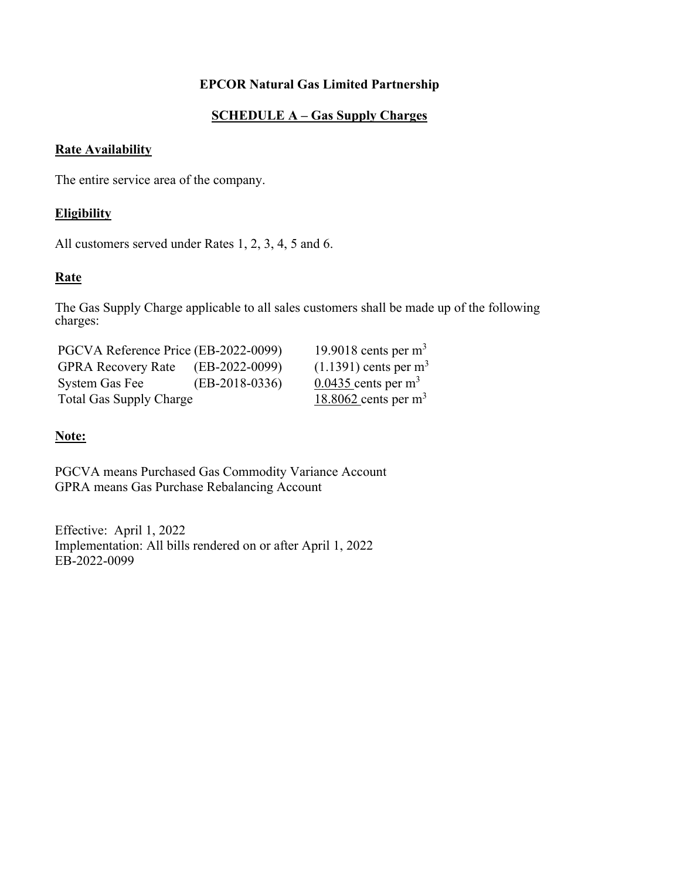**EPCOR Natural Gas Limited Partnership**

**SCHEDULE A – Gas Supply Charges**

**Rate Availability**

The entire service area of the company.

**Eligibility**

All customers served under Rates 1, 2, 3, 4, 5 and 6.

**Rate**

The Gas Supply Charge applicable to all sales customers shall be made up of the following charges:

| | | |
|---|---|---|
| PGCVA Reference Price | (EB-2022-0099) | 19.9018 cents per $m^3$ |
| GPRA Recovery Rate | (EB-2022-0099) | (1.1391) cents per $m^3$ |
| System Gas Fee | (EB-2018-0336) | 0.0435 cents per $m^3$ |
| Total Gas Supply Charge | | 18.8062 cents per $m^3$ |

**Note:**

PGCVA means Purchased Gas Commodity Variance Account
GPRA means Gas Purchase Rebalancing Account

Effective: April 1, 2022
Implementation: All bills rendered on or after April 1, 2022
EB-2022-0099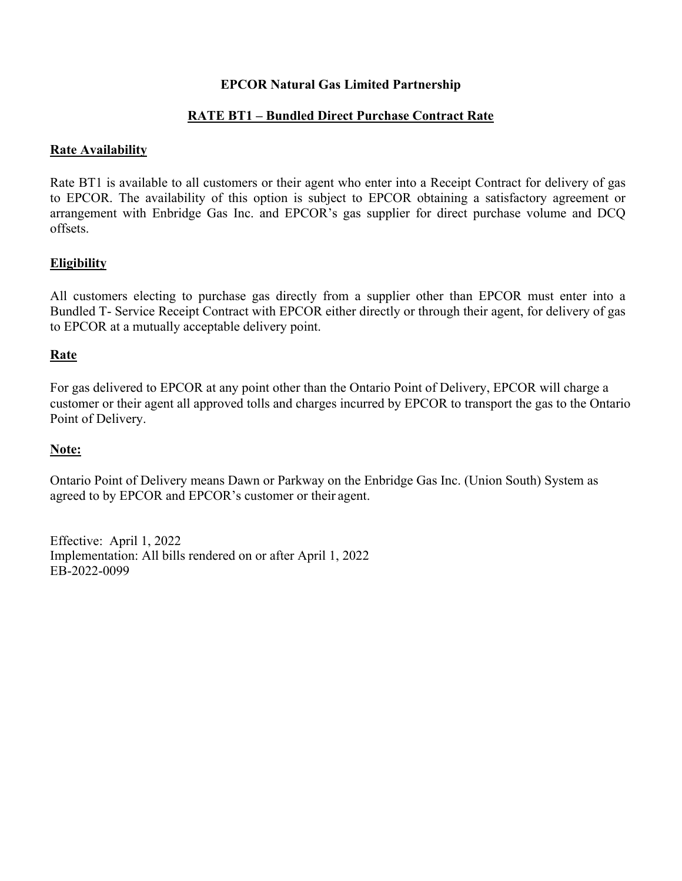**EPCOR Natural Gas Limited Partnership**

## RATE BT1 – Bundled Direct Purchase Contract Rate

### Rate Availability

Rate BT1 is available to all customers or their agent who enter into a Receipt Contract for delivery of gas to EPCOR. The availability of this option is subject to EPCOR obtaining a satisfactory agreement or arrangement with Enbridge Gas Inc. and EPCOR's gas supplier for direct purchase volume and DCQ offsets.

### Eligibility

All customers electing to purchase gas directly from a supplier other than EPCOR must enter into a Bundled T- Service Receipt Contract with EPCOR either directly or through their agent, for delivery of gas to EPCOR at a mutually acceptable delivery point.

### Rate

For gas delivered to EPCOR at any point other than the Ontario Point of Delivery, EPCOR will charge a customer or their agent all approved tolls and charges incurred by EPCOR to transport the gas to the Ontario Point of Delivery.

### Note:

Ontario Point of Delivery means Dawn or Parkway on the Enbridge Gas Inc. (Union South) System as agreed to by EPCOR and EPCOR's customer or their agent.

Effective: April 1, 2022
Implementation: All bills rendered on or after April 1, 2022
EB-2022-0099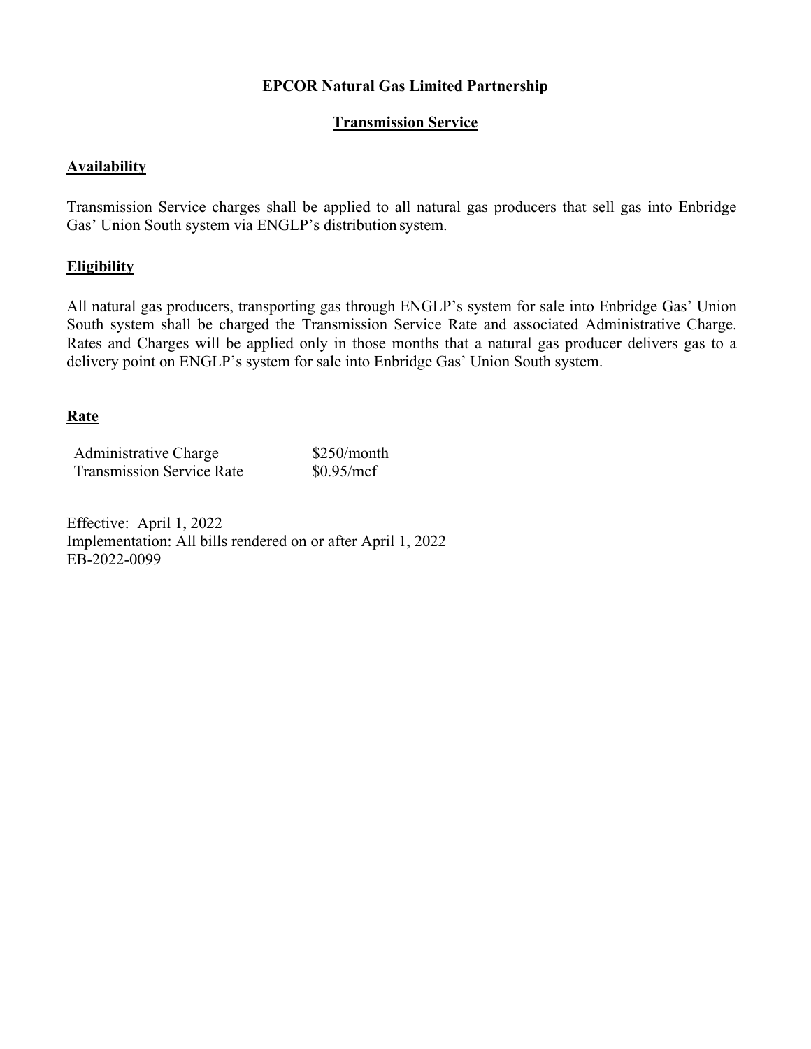**EPCOR Natural Gas Limited Partnership**

**Transmission Service**

**Availability**

Transmission Service charges shall be applied to all natural gas producers that sell gas into Enbridge Gas' Union South system via ENGLP's distribution system.

**Eligibility**

All natural gas producers, transporting gas through ENGLP's system for sale into Enbridge Gas' Union South system shall be charged the Transmission Service Rate and associated Administrative Charge. Rates and Charges will be applied only in those months that a natural gas producer delivers gas to a delivery point on ENGLP's system for sale into Enbridge Gas' Union South system.

**Rate**

| | |
|---|---|
| Administrative Charge | $250/month |
| Transmission Service Rate | $0.95/mcf |

Effective: April 1, 2022
Implementation: All bills rendered on or after April 1, 2022
EB-2022-0099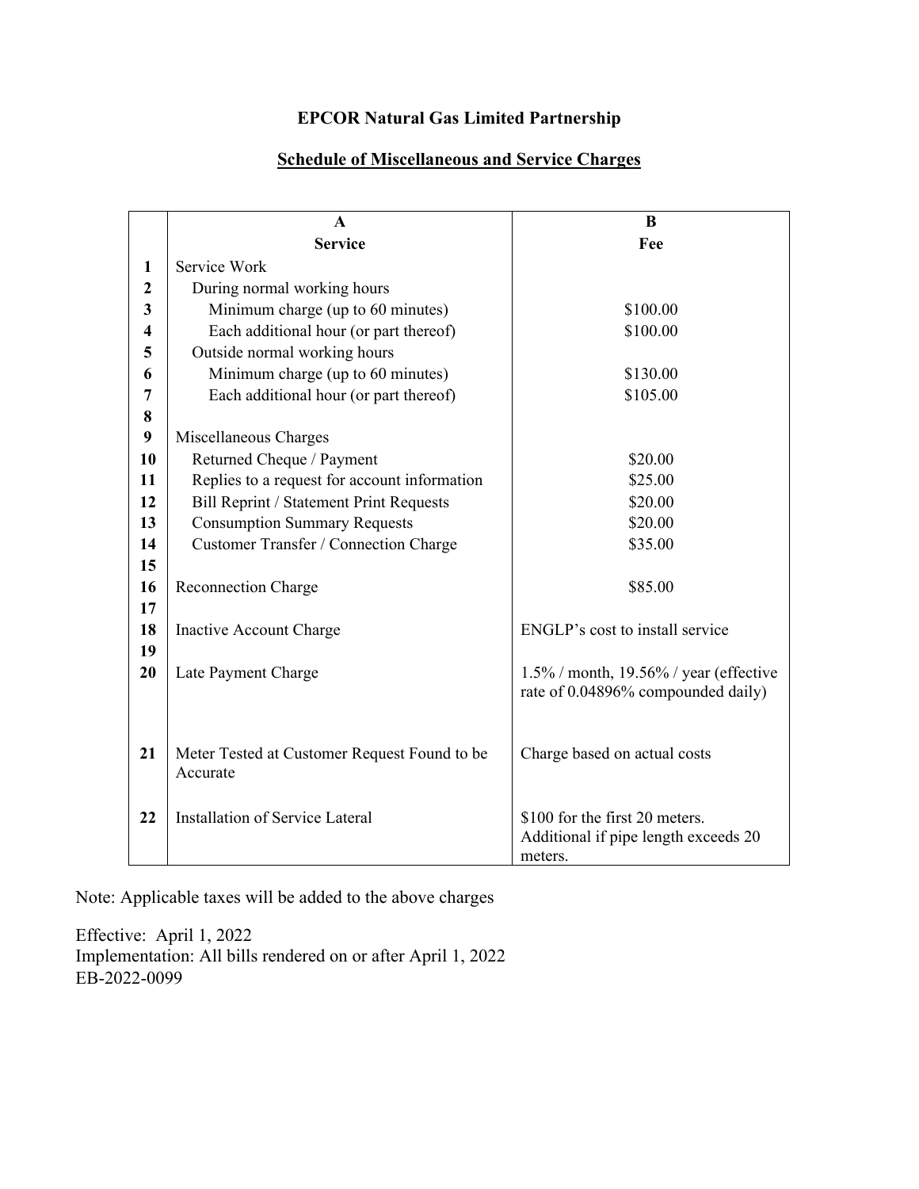**EPCOR Natural Gas Limited Partnership**

**Schedule of Miscellaneous and Service Charges**

| | A<br>Service | B<br>Fee |
|---|---|---|
| 1 | Service Work | |
| 2 | During normal working hours | |
| 3 | Minimum charge (up to 60 minutes) | $100.00 |
| 4 | Each additional hour (or part thereof) | $100.00 |
| 5 | Outside normal working hours | |
| 6 | Minimum charge (up to 60 minutes) | $130.00 |
| 7 | Each additional hour (or part thereof) | $105.00 |
| 8 | | |
| 9 | Miscellaneous Charges | |
| 10 | Returned Cheque / Payment | $20.00 |
| 11 | Replies to a request for account information | $25.00 |
| 12 | Bill Reprint / Statement Print Requests | $20.00 |
| 13 | Consumption Summary Requests | $20.00 |
| 14 | Customer Transfer / Connection Charge | $35.00 |
| 15 | | |
| 16 | Reconnection Charge | $85.00 |
| 17 | | |
| 18 | Inactive Account Charge | ENGLP's cost to install service |
| 19 | | |
| 20 | Late Payment Charge | 1.5% / month, 19.56% / year (effective rate of 0.04896% compounded daily) |
| 21 | Meter Tested at Customer Request Found to be Accurate | Charge based on actual costs |
| 22 | Installation of Service Lateral | $100 for the first 20 meters. Additional if pipe length exceeds 20 meters. |

Note: Applicable taxes will be added to the above charges

Effective: April 1, 2022
Implementation: All bills rendered on or after April 1, 2022
EB-2022-0099